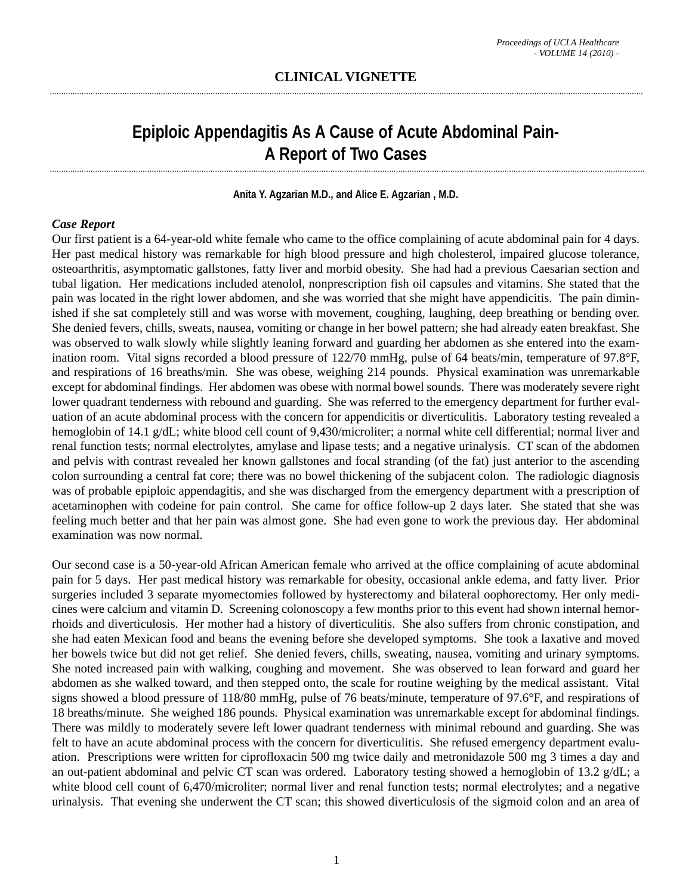**CLINICAL VIGNETTE**

# Epiploic Appendagitis As A Cause of Acute Abdominal Pain- A Report of Two Cases

**Anita Y. Agzarian M.D., and Alice E. Agzarian , M.D.**

***Case Report***

Our first patient is a 64-year-old white female who came to the office complaining of acute abdominal pain for 4 days. Her past medical history was remarkable for high blood pressure and high cholesterol, impaired glucose tolerance, osteoarthritis, asymptomatic gallstones, fatty liver and morbid obesity. She had had a previous Caesarian section and tubal ligation. Her medications included atenolol, nonprescription fish oil capsules and vitamins. She stated that the pain was located in the right lower abdomen, and she was worried that she might have appendicitis. The pain diminished if she sat completely still and was worse with movement, coughing, laughing, deep breathing or bending over. She denied fevers, chills, sweats, nausea, vomiting or change in her bowel pattern; she had already eaten breakfast. She was observed to walk slowly while slightly leaning forward and guarding her abdomen as she entered into the examination room. Vital signs recorded a blood pressure of 122/70 mmHg, pulse of 64 beats/min, temperature of 97.8°F, and respirations of 16 breaths/min. She was obese, weighing 214 pounds. Physical examination was unremarkable except for abdominal findings. Her abdomen was obese with normal bowel sounds. There was moderately severe right lower quadrant tenderness with rebound and guarding. She was referred to the emergency department for further evaluation of an acute abdominal process with the concern for appendicitis or diverticulitis. Laboratory testing revealed a hemoglobin of 14.1 g/dL; white blood cell count of 9,430/microliter; a normal white cell differential; normal liver and renal function tests; normal electrolytes, amylase and lipase tests; and a negative urinalysis. CT scan of the abdomen and pelvis with contrast revealed her known gallstones and focal stranding (of the fat) just anterior to the ascending colon surrounding a central fat core; there was no bowel thickening of the subjacent colon. The radiologic diagnosis was of probable epiploic appendagitis, and she was discharged from the emergency department with a prescription of acetaminophen with codeine for pain control. She came for office follow-up 2 days later. She stated that she was feeling much better and that her pain was almost gone. She had even gone to work the previous day. Her abdominal examination was now normal.

Our second case is a 50-year-old African American female who arrived at the office complaining of acute abdominal pain for 5 days. Her past medical history was remarkable for obesity, occasional ankle edema, and fatty liver. Prior surgeries included 3 separate myomectomies followed by hysterectomy and bilateral oophorectomy. Her only medicines were calcium and vitamin D. Screening colonoscopy a few months prior to this event had shown internal hemorrhoids and diverticulosis. Her mother had a history of diverticulitis. She also suffers from chronic constipation, and she had eaten Mexican food and beans the evening before she developed symptoms. She took a laxative and moved her bowels twice but did not get relief. She denied fevers, chills, sweating, nausea, vomiting and urinary symptoms. She noted increased pain with walking, coughing and movement. She was observed to lean forward and guard her abdomen as she walked toward, and then stepped onto, the scale for routine weighing by the medical assistant. Vital signs showed a blood pressure of 118/80 mmHg, pulse of 76 beats/minute, temperature of 97.6°F, and respirations of 18 breaths/minute. She weighed 186 pounds. Physical examination was unremarkable except for abdominal findings. There was mildly to moderately severe left lower quadrant tenderness with minimal rebound and guarding. She was felt to have an acute abdominal process with the concern for diverticulitis. She refused emergency department evaluation. Prescriptions were written for ciprofloxacin 500 mg twice daily and metronidazole 500 mg 3 times a day and an out-patient abdominal and pelvic CT scan was ordered. Laboratory testing showed a hemoglobin of 13.2 g/dL; a white blood cell count of 6,470/microliter; normal liver and renal function tests; normal electrolytes; and a negative urinalysis. That evening she underwent the CT scan; this showed diverticulosis of the sigmoid colon and an area of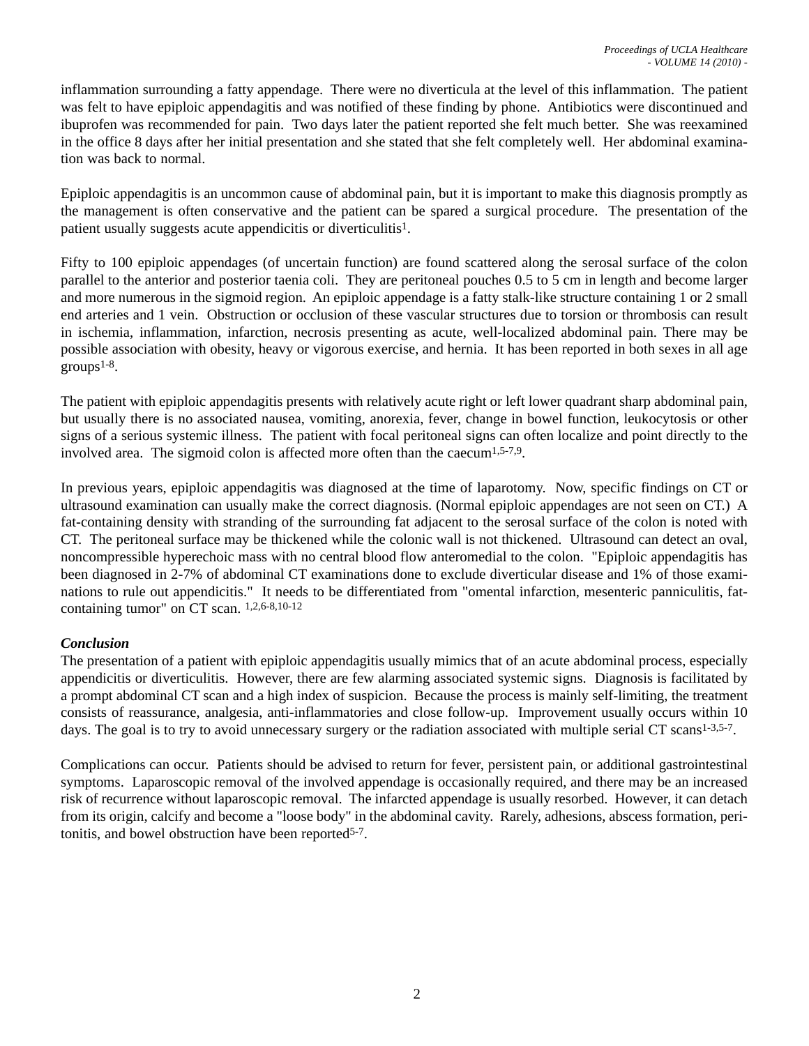inflammation surrounding a fatty appendage. There were no diverticula at the level of this inflammation. The patient was felt to have epiploic appendagitis and was notified of these finding by phone. Antibiotics were discontinued and ibuprofen was recommended for pain. Two days later the patient reported she felt much better. She was reexamined in the office 8 days after her initial presentation and she stated that she felt completely well. Her abdominal examination was back to normal.

Epiploic appendagitis is an uncommon cause of abdominal pain, but it is important to make this diagnosis promptly as the management is often conservative and the patient can be spared a surgical procedure. The presentation of the patient usually suggests acute appendicitis or diverticulitis[1].

Fifty to 100 epiploic appendages (of uncertain function) are found scattered along the serosal surface of the colon parallel to the anterior and posterior taenia coli. They are peritoneal pouches 0.5 to 5 cm in length and become larger and more numerous in the sigmoid region. An epiploic appendage is a fatty stalk-like structure containing 1 or 2 small end arteries and 1 vein. Obstruction or occlusion of these vascular structures due to torsion or thrombosis can result in ischemia, inflammation, infarction, necrosis presenting as acute, well-localized abdominal pain. There may be possible association with obesity, heavy or vigorous exercise, and hernia. It has been reported in both sexes in all age groups[1-8].

The patient with epiploic appendagitis presents with relatively acute right or left lower quadrant sharp abdominal pain, but usually there is no associated nausea, vomiting, anorexia, fever, change in bowel function, leukocytosis or other signs of a serious systemic illness. The patient with focal peritoneal signs can often localize and point directly to the involved area. The sigmoid colon is affected more often than the caecum[1,5-7,9].

In previous years, epiploic appendagitis was diagnosed at the time of laparotomy. Now, specific findings on CT or ultrasound examination can usually make the correct diagnosis. (Normal epiploic appendages are not seen on CT.) A fat-containing density with stranding of the surrounding fat adjacent to the serosal surface of the colon is noted with CT. The peritoneal surface may be thickened while the colonic wall is not thickened. Ultrasound can detect an oval, noncompressible hyperechoic mass with no central blood flow anteromedial to the colon. "Epiploic appendagitis has been diagnosed in 2-7% of abdominal CT examinations done to exclude diverticular disease and 1% of those examinations to rule out appendicitis." It needs to be differentiated from "omental infarction, mesenteric panniculitis, fat-containing tumor" on CT scan. [1,2,6-8,10-12]

### *Conclusion*

The presentation of a patient with epiploic appendagitis usually mimics that of an acute abdominal process, especially appendicitis or diverticulitis. However, there are few alarming associated systemic signs. Diagnosis is facilitated by a prompt abdominal CT scan and a high index of suspicion. Because the process is mainly self-limiting, the treatment consists of reassurance, analgesia, anti-inflammatories and close follow-up. Improvement usually occurs within 10 days. The goal is to try to avoid unnecessary surgery or the radiation associated with multiple serial CT scans[1-3,5-7].

Complications can occur. Patients should be advised to return for fever, persistent pain, or additional gastrointestinal symptoms. Laparoscopic removal of the involved appendage is occasionally required, and there may be an increased risk of recurrence without laparoscopic removal. The infarcted appendage is usually resorbed. However, it can detach from its origin, calcify and become a "loose body" in the abdominal cavity. Rarely, adhesions, abscess formation, peritonitis, and bowel obstruction have been reported[5-7].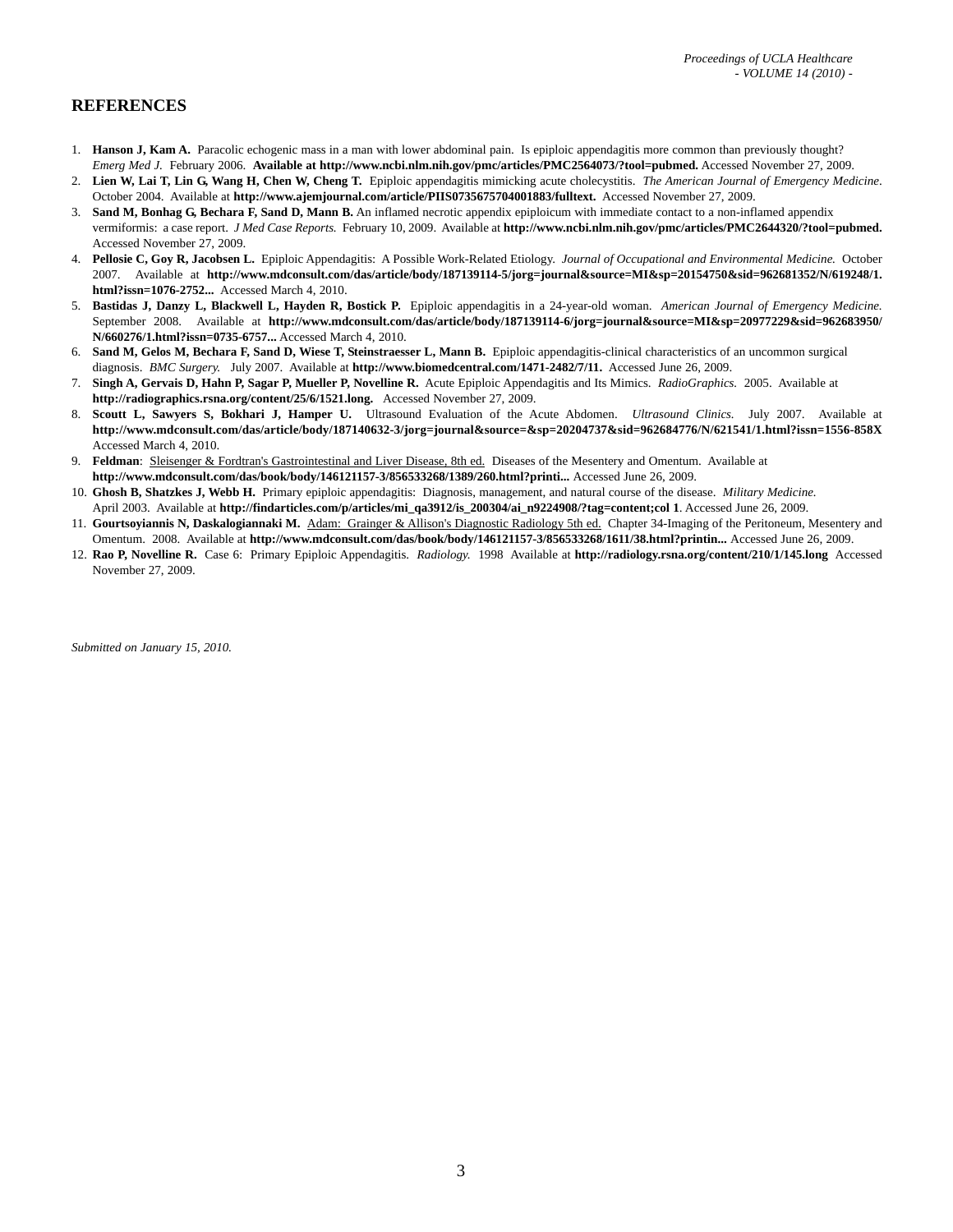## REFERENCES

1. **Hanson J, Kam A.** Paracolic echogenic mass in a man with lower abdominal pain. Is epiploic appendagitis more common than previously thought? *Emerg Med J*. February 2006. **Available at http://www.ncbi.nlm.nih.gov/pmc/articles/PMC2564073/?tool=pubmed.** Accessed November 27, 2009.
2. **Lien W, Lai T, Lin G, Wang H, Chen W, Cheng T.** Epiploic appendagitis mimicking acute cholecystitis. *The American Journal of Emergency Medicine*. October 2004. Available at **http://www.ajemjournal.com/article/PIIS0735675704001883/fulltext.** Accessed November 27, 2009.
3. **Sand M, Bonhag G, Bechara F, Sand D, Mann B.** An inflamed necrotic appendix epiploicum with immediate contact to a non-inflamed appendix vermiformis: a case report. *J Med Case Reports.* February 10, 2009. Available at **http://www.ncbi.nlm.nih.gov/pmc/articles/PMC2644320/?tool=pubmed.** Accessed November 27, 2009.
4. **Pellosie C, Goy R, Jacobsen L.** Epiploic Appendagitis: A Possible Work-Related Etiology. *Journal of Occupational and Environmental Medicine.* October 2007. Available at **http://www.mdconsult.com/das/article/body/187139114-5/jorg=journal&source=MI&sp=20154750&sid=962681352/N/619248/1.html?issn=1076-2752...** Accessed March 4, 2010.
5. **Bastidas J, Danzy L, Blackwell L, Hayden R, Bostick P.** Epiploic appendagitis in a 24-year-old woman. *American Journal of Emergency Medicine.* September 2008. Available at **http://www.mdconsult.com/das/article/body/187139114-6/jorg=journal&source=MI&sp=20977229&sid=962683950/N/660276/1.html?issn=0735-6757...** Accessed March 4, 2010.
6. **Sand M, Gelos M, Bechara F, Sand D, Wiese T, Steinstraesser L, Mann B.** Epiploic appendagitis-clinical characteristics of an uncommon surgical diagnosis. *BMC Surgery.* July 2007. Available at **http://www.biomedcentral.com/1471-2482/7/11.** Accessed June 26, 2009.
7. **Singh A, Gervais D, Hahn P, Sagar P, Mueller P, Novelline R.** Acute Epiploic Appendagitis and Its Mimics. *RadioGraphics.* 2005. Available at **http://radiographics.rsna.org/content/25/6/1521.long.** Accessed November 27, 2009.
8. **Scoutt L, Sawyers S, Bokhari J, Hamper U.** Ultrasound Evaluation of the Acute Abdomen. *Ultrasound Clinics.* July 2007. Available at **http://www.mdconsult.com/das/article/body/187140632-3/jorg=journal&source=&sp=20204737&sid=962684776/N/621541/1.html?issn=1556-858X** Accessed March 4, 2010.
9. **Feldman**: Sleisenger & Fordtran's Gastrointestinal and Liver Disease, 8th ed. Diseases of the Mesentery and Omentum. Available at **http://www.mdconsult.com/das/book/body/146121157-3/856533268/1389/260.html?printi...** Accessed June 26, 2009.
10. **Ghosh B, Shatzkes J, Webb H.** Primary epiploic appendagitis: Diagnosis, management, and natural course of the disease. *Military Medicine.* April 2003. Available at **http://findarticles.com/p/articles/mi_qa3912/is_200304/ai_n9224908/?tag=content;col 1**. Accessed June 26, 2009.
11. **Gourtsoyiannis N, Daskalogiannaki M.** Adam: Grainger & Allison's Diagnostic Radiology 5th ed. Chapter 34-Imaging of the Peritoneum, Mesentery and Omentum. 2008. Available at **http://www.mdconsult.com/das/book/body/146121157-3/856533268/1611/38.html?printin...** Accessed June 26, 2009.
12. **Rao P, Novelline R.** Case 6: Primary Epiploic Appendagitis. *Radiology.* 1998 Available at **http://radiology.rsna.org/content/210/1/145.long** Accessed November 27, 2009.

*Submitted on January 15, 2010.*